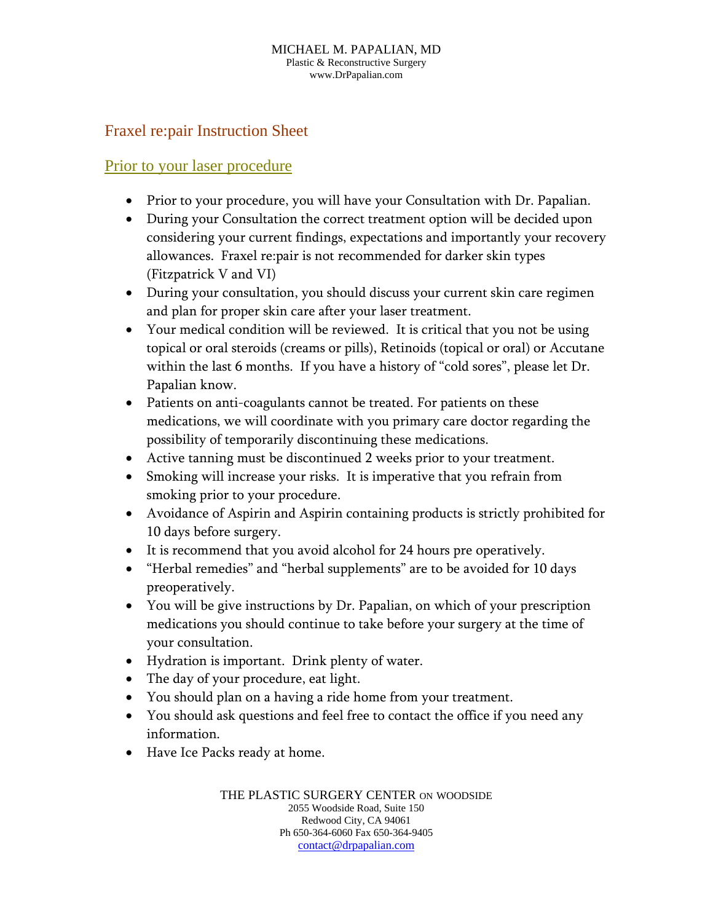MICHAEL M. PAPALIAN, MD
Plastic & Reconstructive Surgery
www.DrPapalian.com

# Fraxel re:pair Instruction Sheet

## Prior to your laser procedure

- Prior to your procedure, you will have your Consultation with Dr. Papalian.
- During your Consultation the correct treatment option will be decided upon considering your current findings, expectations and importantly your recovery allowances. Fraxel re:pair is not recommended for darker skin types (Fitzpatrick V and VI)
- During your consultation, you should discuss your current skin care regimen and plan for proper skin care after your laser treatment.
- Your medical condition will be reviewed. It is critical that you not be using topical or oral steroids (creams or pills), Retinoids (topical or oral) or Accutane within the last 6 months. If you have a history of "cold sores", please let Dr. Papalian know.
- Patients on anti-coagulants cannot be treated. For patients on these medications, we will coordinate with you primary care doctor regarding the possibility of temporarily discontinuing these medications.
- Active tanning must be discontinued 2 weeks prior to your treatment.
- Smoking will increase your risks. It is imperative that you refrain from smoking prior to your procedure.
- Avoidance of Aspirin and Aspirin containing products is strictly prohibited for 10 days before surgery.
- It is recommend that you avoid alcohol for 24 hours pre operatively.
- "Herbal remedies" and "herbal supplements" are to be avoided for 10 days preoperatively.
- You will be give instructions by Dr. Papalian, on which of your prescription medications you should continue to take before your surgery at the time of your consultation.
- Hydration is important. Drink plenty of water.
- The day of your procedure, eat light.
- You should plan on a having a ride home from your treatment.
- You should ask questions and feel free to contact the office if you need any information.
- Have Ice Packs ready at home.

THE PLASTIC SURGERY CENTER ON WOODSIDE
2055 Woodside Road, Suite 150
Redwood City, CA 94061
Ph 650-364-6060 Fax 650-364-9405
contact@drpapalian.com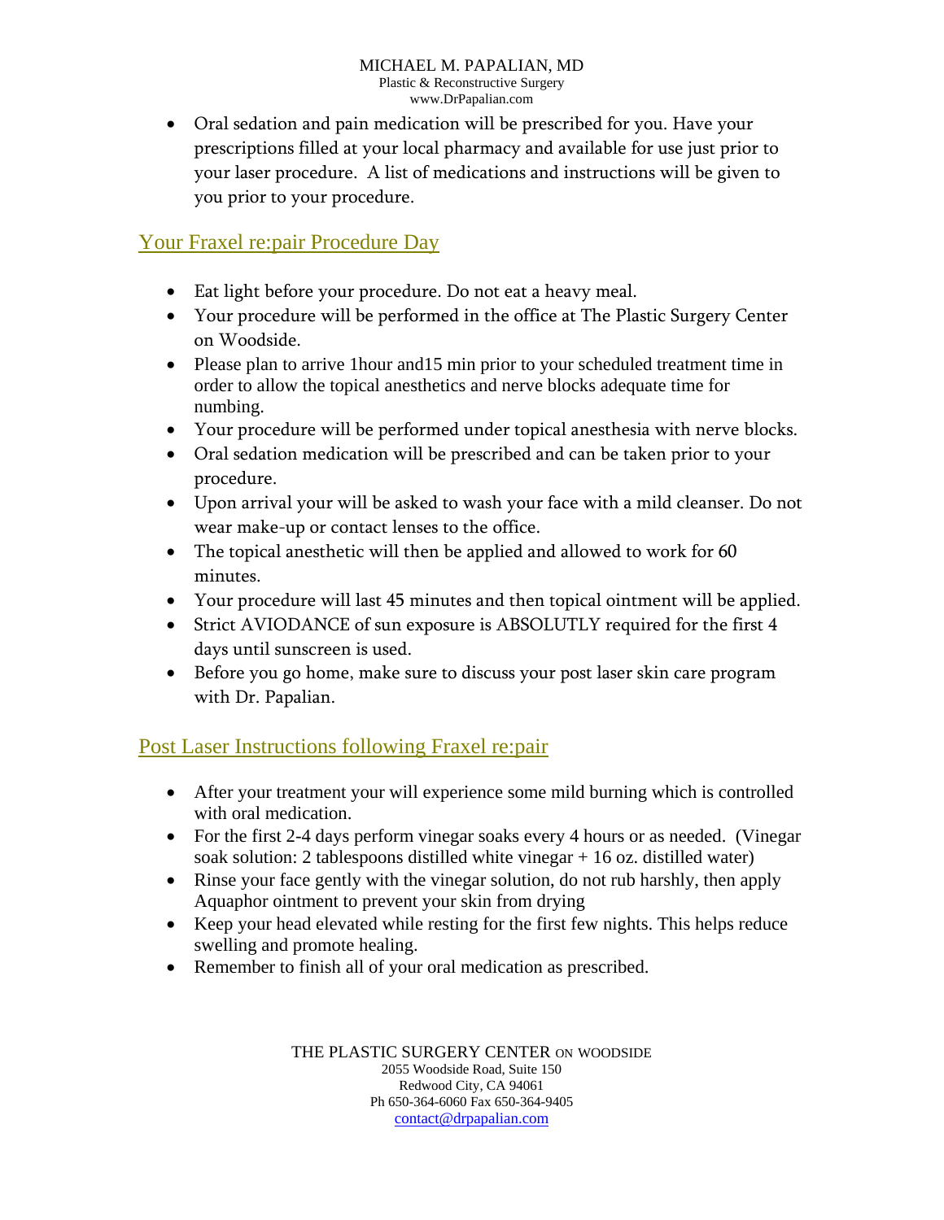- Oral sedation and pain medication will be prescribed for you. Have your prescriptions filled at your local pharmacy and available for use just prior to your laser procedure. A list of medications and instructions will be given to you prior to your procedure.

## Your Fraxel re:pair Procedure Day

- Eat light before your procedure. Do not eat a heavy meal.
- Your procedure will be performed in the office at The Plastic Surgery Center on Woodside.
- Please plan to arrive 1hour and15 min prior to your scheduled treatment time in order to allow the topical anesthetics and nerve blocks adequate time for numbing.
- Your procedure will be performed under topical anesthesia with nerve blocks.
- Oral sedation medication will be prescribed and can be taken prior to your procedure.
- Upon arrival your will be asked to wash your face with a mild cleanser. Do not wear make-up or contact lenses to the office.
- The topical anesthetic will then be applied and allowed to work for 60 minutes.
- Your procedure will last 45 minutes and then topical ointment will be applied.
- Strict AVIODANCE of sun exposure is ABSOLUTLY required for the first 4 days until sunscreen is used.
- Before you go home, make sure to discuss your post laser skin care program with Dr. Papalian.

## Post Laser Instructions following Fraxel re:pair

- After your treatment your will experience some mild burning which is controlled with oral medication.
- For the first 2-4 days perform vinegar soaks every 4 hours or as needed. (Vinegar soak solution: 2 tablespoons distilled white vinegar + 16 oz. distilled water)
- Rinse your face gently with the vinegar solution, do not rub harshly, then apply Aquaphor ointment to prevent your skin from drying
- Keep your head elevated while resting for the first few nights. This helps reduce swelling and promote healing.
- Remember to finish all of your oral medication as prescribed.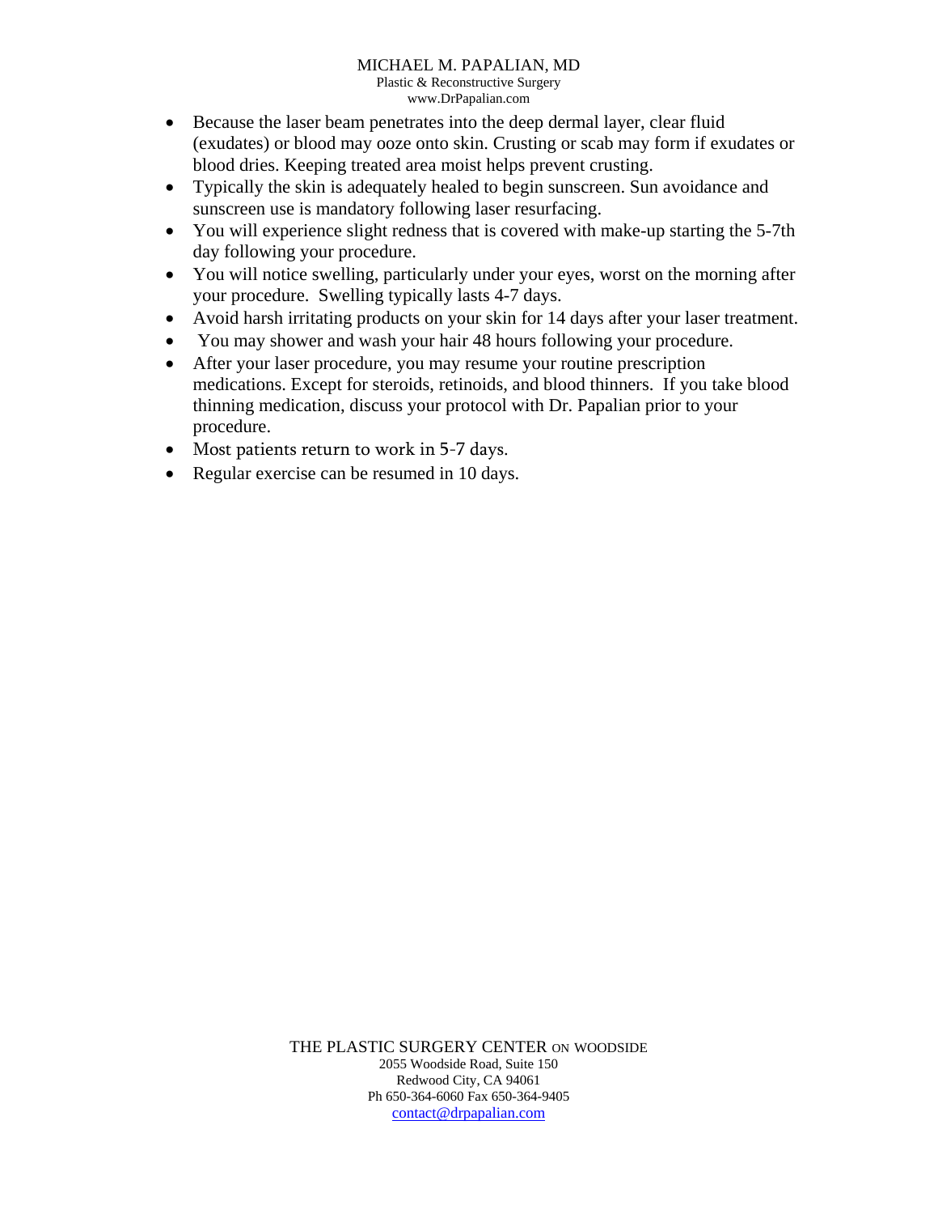- Because the laser beam penetrates into the deep dermal layer, clear fluid (exudates) or blood may ooze onto skin. Crusting or scab may form if exudates or blood dries. Keeping treated area moist helps prevent crusting.
- Typically the skin is adequately healed to begin sunscreen. Sun avoidance and sunscreen use is mandatory following laser resurfacing.
- You will experience slight redness that is covered with make-up starting the 5-7th day following your procedure.
- You will notice swelling, particularly under your eyes, worst on the morning after your procedure. Swelling typically lasts 4-7 days.
- Avoid harsh irritating products on your skin for 14 days after your laser treatment.
- You may shower and wash your hair 48 hours following your procedure.
- After your laser procedure, you may resume your routine prescription medications. Except for steroids, retinoids, and blood thinners. If you take blood thinning medication, discuss your protocol with Dr. Papalian prior to your procedure.
- Most patients return to work in 5-7 days.
- Regular exercise can be resumed in 10 days.